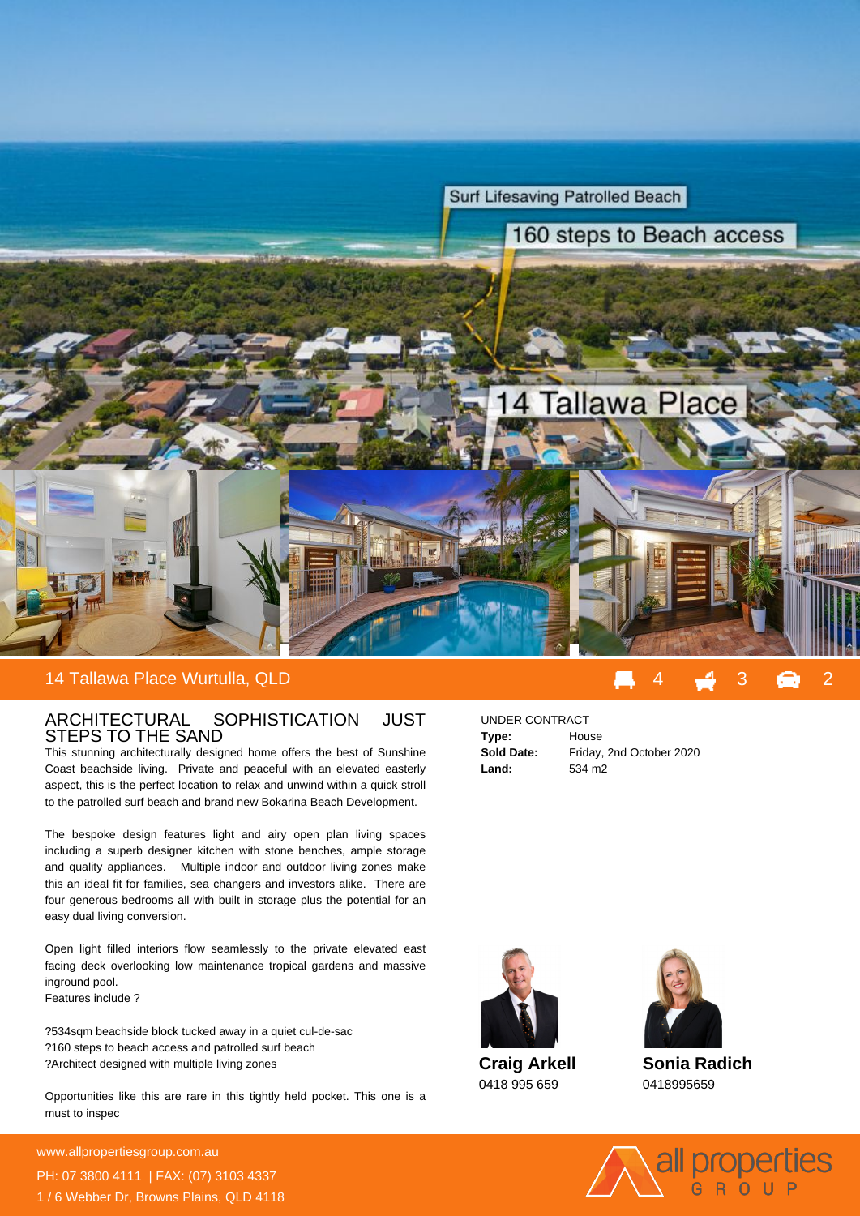14 Tallawa Place Wurtulla, QLD

4 3 2

## ARCHITECTURAL SOPHISTICATION JUST STEPS TO THE SAND

This stunning architecturally designed home offers the best of Sunshine Coast beachside living. Private and peaceful with an elevated easterly aspect, this is the perfect location to relax and unwind within a quick stroll to the patrolled surf beach and brand new Bokarina Beach Development.

The bespoke design features light and airy open plan living spaces including a superb designer kitchen with stone benches, ample storage and quality appliances. Multiple indoor and outdoor living zones make this an ideal fit for families, sea changers and investors alike. There are four generous bedrooms all with built in storage plus the potential for an easy dual living conversion.

Open light filled interiors flow seamlessly to the private elevated east facing deck overlooking low maintenance tropical gardens and massive inground pool.
Features include ?

?534sqm beachside block tucked away in a quiet cul-de-sac
?160 steps to beach access and patrolled surf beach
?Architect designed with multiple living zones

Opportunities like this are rare in this tightly held pocket. This one is a must to inspec

UNDER CONTRACT

| | |
|---|---|
| **Type:** | House |
| **Sold Date:** | Friday, 2nd October 2020 |
| **Land:** | 534 m2 |

**Craig Arkell**
0418 995 659

**Sonia Radich**
0418995659

www.allpropertiesgroup.com.au
PH: 07 3800 4111 | FAX: (07) 3103 4337
1 / 6 Webber Dr, Browns Plains, QLD 4118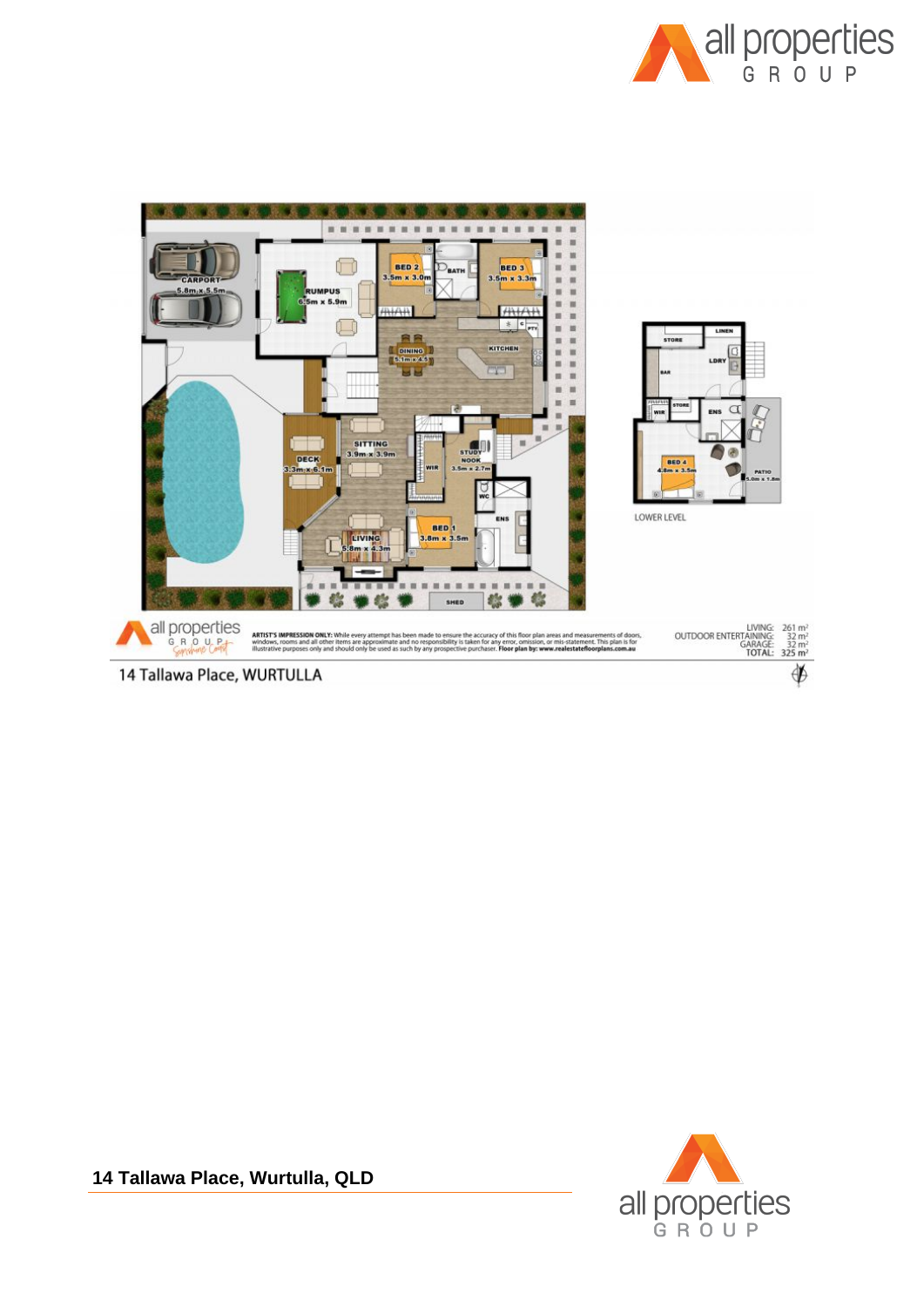14 Tallawa Place, WURTULLA

ARTIST'S IMPRESSION ONLY: While every attempt has been made to ensure the accuracy of this floor plan areas and measurements of doors, windows, rooms and all other items are approximate and no responsibility is taken for any error, omission, or mis-statement. This plan is for illustrative purposes only and should only be used as such by any prospective purchaser. Floor plan by: www.realestatefloorplans.com.au

| | |
|---|---|
| LIVING: | 261 m² |
| OUTDOOR ENTERTAINING: | 32 m² |
| GARAGE: | 32 m² |
| TOTAL: | 325 m² |

**14 Tallawa Place, Wurtulla, QLD**